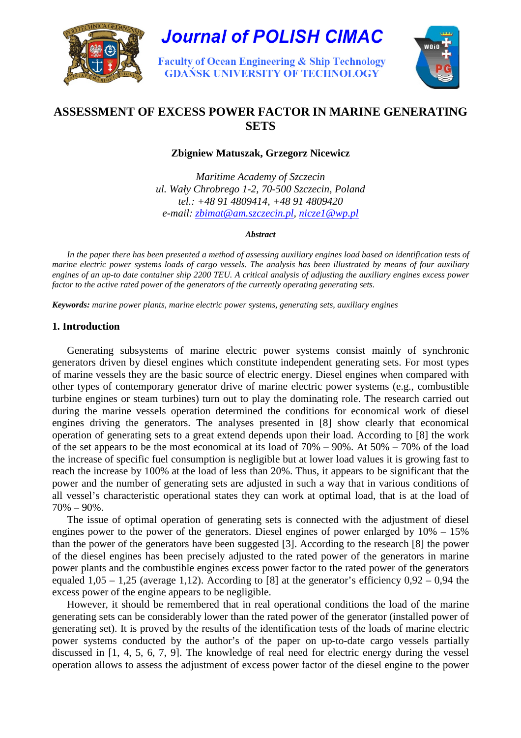Journal of POLISH CIMAC

Faculty of Ocean Engineering & Ship Technology
GDAŃSK UNIVERSITY OF TECHNOLOGY

# ASSESSMENT OF EXCESS POWER FACTOR IN MARINE GENERATING SETS

**Zbigniew Matuszak, Grzegorz Nicewicz**

*Maritime Academy of Szczecin*
*ul. Wały Chrobrego 1-2, 70-500 Szczecin, Poland*
*tel.: +48 91 4809414, +48 91 4809420*
*e-mail: zbimat@am.szczecin.pl, nicze1@wp.pl*

***Abstract***

*In the paper there has been presented a method of assessing auxiliary engines load based on identification tests of marine electric power systems loads of cargo vessels. The analysis has been illustrated by means of four auxiliary engines of an up-to date container ship 2200 TEU. A critical analysis of adjusting the auxiliary engines excess power factor to the active rated power of the generators of the currently operating generating sets.*

***Keywords:*** *marine power plants, marine electric power systems, generating sets, auxiliary engines*

## 1. Introduction

Generating subsystems of marine electric power systems consist mainly of synchronic generators driven by diesel engines which constitute independent generating sets. For most types of marine vessels they are the basic source of electric energy. Diesel engines when compared with other types of contemporary generator drive of marine electric power systems (e.g., combustible turbine engines or steam turbines) turn out to play the dominating role. The research carried out during the marine vessels operation determined the conditions for economical work of diesel engines driving the generators. The analyses presented in [8] show clearly that economical operation of generating sets to a great extend depends upon their load. According to [8] the work of the set appears to be the most economical at its load of 70% – 90%. At 50% – 70% of the load the increase of specific fuel consumption is negligible but at lower load values it is growing fast to reach the increase by 100% at the load of less than 20%. Thus, it appears to be significant that the power and the number of generating sets are adjusted in such a way that in various conditions of all vessel's characteristic operational states they can work at optimal load, that is at the load of 70% – 90%.

The issue of optimal operation of generating sets is connected with the adjustment of diesel engines power to the power of the generators. Diesel engines of power enlarged by 10% – 15% than the power of the generators have been suggested [3]. According to the research [8] the power of the diesel engines has been precisely adjusted to the rated power of the generators in marine power plants and the combustible engines excess power factor to the rated power of the generators equaled 1,05 – 1,25 (average 1,12). According to [8] at the generator's efficiency 0,92 – 0,94 the excess power of the engine appears to be negligible.

However, it should be remembered that in real operational conditions the load of the marine generating sets can be considerably lower than the rated power of the generator (installed power of generating set). It is proved by the results of the identification tests of the loads of marine electric power systems conducted by the author's of the paper on up-to-date cargo vessels partially discussed in [1, 4, 5, 6, 7, 9]. The knowledge of real need for electric energy during the vessel operation allows to assess the adjustment of excess power factor of the diesel engine to the power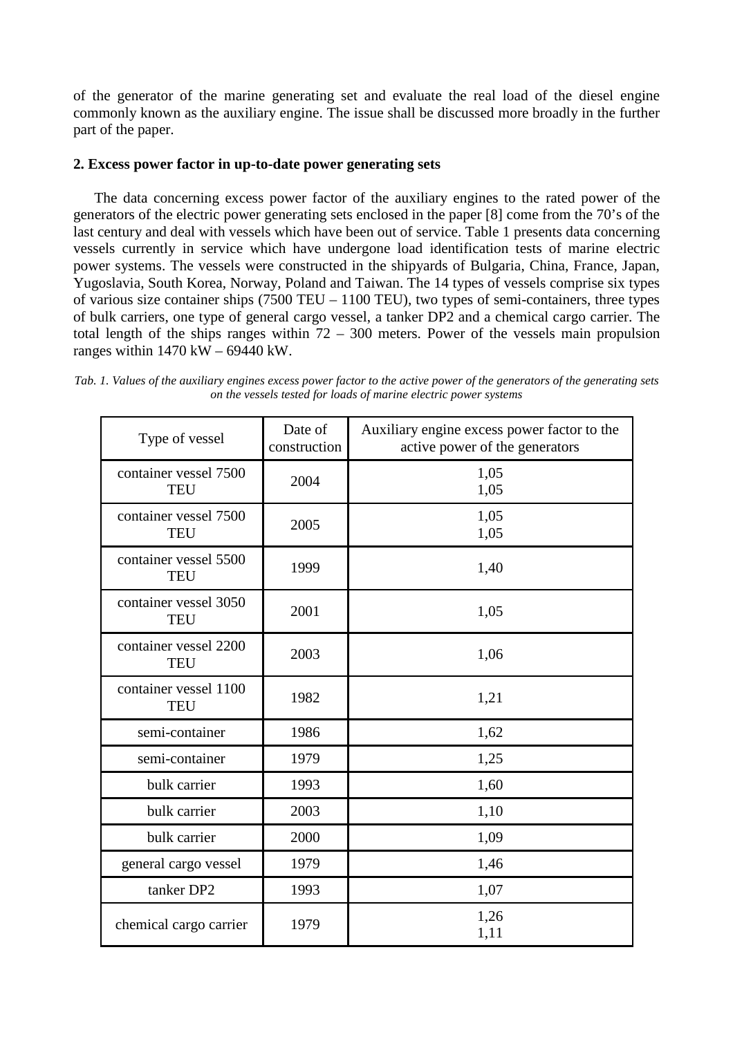of the generator of the marine generating set and evaluate the real load of the diesel engine commonly known as the auxiliary engine. The issue shall be discussed more broadly in the further part of the paper.

## 2. Excess power factor in up-to-date power generating sets

The data concerning excess power factor of the auxiliary engines to the rated power of the generators of the electric power generating sets enclosed in the paper [8] come from the 70's of the last century and deal with vessels which have been out of service. Table 1 presents data concerning vessels currently in service which have undergone load identification tests of marine electric power systems. The vessels were constructed in the shipyards of Bulgaria, China, France, Japan, Yugoslavia, South Korea, Norway, Poland and Taiwan. The 14 types of vessels comprise six types of various size container ships (7500 TEU – 1100 TEU), two types of semi-containers, three types of bulk carriers, one type of general cargo vessel, a tanker DP2 and a chemical cargo carrier. The total length of the ships ranges within 72 – 300 meters. Power of the vessels main propulsion ranges within 1470 kW – 69440 kW.

*Tab. 1. Values of the auxiliary engines excess power factor to the active power of the generators of the generating sets on the vessels tested for loads of marine electric power systems*

| Type of vessel | Date of construction | Auxiliary engine excess power factor to the active power of the generators |
|---|---|---|
| container vessel 7500 TEU | 2004 | 1,05<br>1,05 |
| container vessel 7500 TEU | 2005 | 1,05<br>1,05 |
| container vessel 5500 TEU | 1999 | 1,40 |
| container vessel 3050 TEU | 2001 | 1,05 |
| container vessel 2200 TEU | 2003 | 1,06 |
| container vessel 1100 TEU | 1982 | 1,21 |
| semi-container | 1986 | 1,62 |
| semi-container | 1979 | 1,25 |
| bulk carrier | 1993 | 1,60 |
| bulk carrier | 2003 | 1,10 |
| bulk carrier | 2000 | 1,09 |
| general cargo vessel | 1979 | 1,46 |
| tanker DP2 | 1993 | 1,07 |
| chemical cargo carrier | 1979 | 1,26<br>1,11 |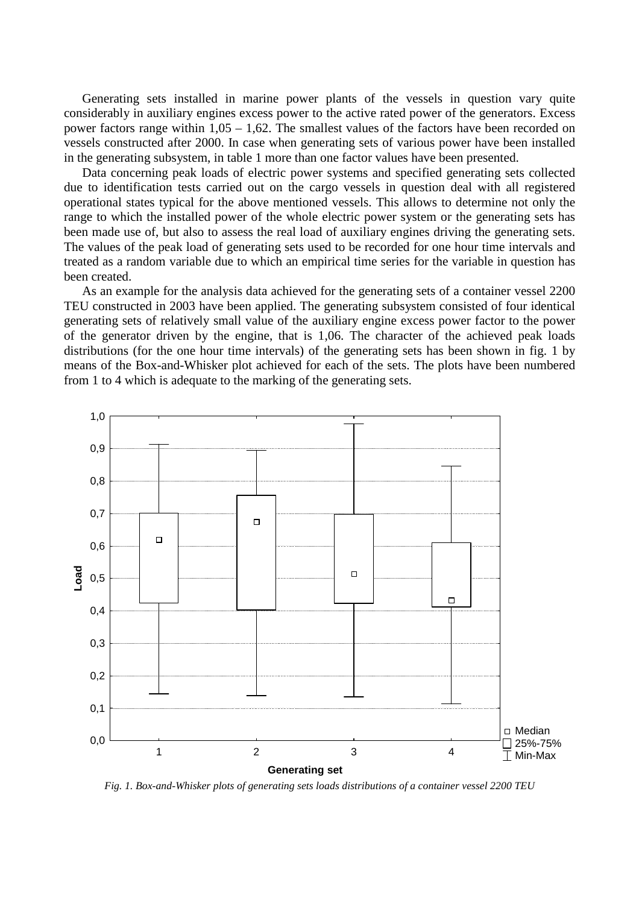Generating sets installed in marine power plants of the vessels in question vary quite considerably in auxiliary engines excess power to the active rated power of the generators. Excess power factors range within 1,05 – 1,62. The smallest values of the factors have been recorded on vessels constructed after 2000. In case when generating sets of various power have been installed in the generating subsystem, in table 1 more than one factor values have been presented.

Data concerning peak loads of electric power systems and specified generating sets collected due to identification tests carried out on the cargo vessels in question deal with all registered operational states typical for the above mentioned vessels. This allows to determine not only the range to which the installed power of the whole electric power system or the generating sets has been made use of, but also to assess the real load of auxiliary engines driving the generating sets. The values of the peak load of generating sets used to be recorded for one hour time intervals and treated as a random variable due to which an empirical time series for the variable in question has been created.

As an example for the analysis data achieved for the generating sets of a container vessel 2200 TEU constructed in 2003 have been applied. The generating subsystem consisted of four identical generating sets of relatively small value of the auxiliary engine excess power factor to the power of the generator driven by the engine, that is 1,06. The character of the achieved peak loads distributions (for the one hour time intervals) of the generating sets has been shown in fig. 1 by means of the Box-and-Whisker plot achieved for each of the sets. The plots have been numbered from 1 to 4 which is adequate to the marking of the generating sets.

*Fig. 1. Box-and-Whisker plots of generating sets loads distributions of a container vessel 2200 TEU*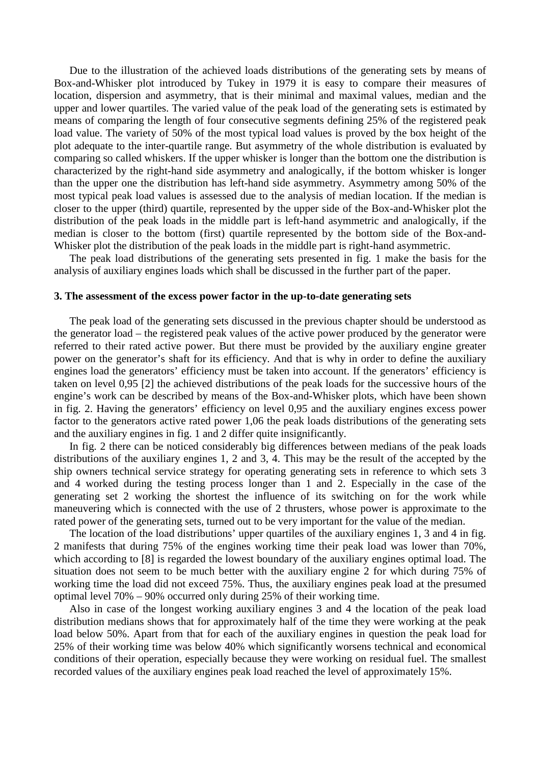Due to the illustration of the achieved loads distributions of the generating sets by means of Box-and-Whisker plot introduced by Tukey in 1979 it is easy to compare their measures of location, dispersion and asymmetry, that is their minimal and maximal values, median and the upper and lower quartiles. The varied value of the peak load of the generating sets is estimated by means of comparing the length of four consecutive segments defining 25% of the registered peak load value. The variety of 50% of the most typical load values is proved by the box height of the plot adequate to the inter-quartile range. But asymmetry of the whole distribution is evaluated by comparing so called whiskers. If the upper whisker is longer than the bottom one the distribution is characterized by the right-hand side asymmetry and analogically, if the bottom whisker is longer than the upper one the distribution has left-hand side asymmetry. Asymmetry among 50% of the most typical peak load values is assessed due to the analysis of median location. If the median is closer to the upper (third) quartile, represented by the upper side of the Box-and-Whisker plot the distribution of the peak loads in the middle part is left-hand asymmetric and analogically, if the median is closer to the bottom (first) quartile represented by the bottom side of the Box-and-Whisker plot the distribution of the peak loads in the middle part is right-hand asymmetric.

The peak load distributions of the generating sets presented in fig. 1 make the basis for the analysis of auxiliary engines loads which shall be discussed in the further part of the paper.

### 3. The assessment of the excess power factor in the up-to-date generating sets

The peak load of the generating sets discussed in the previous chapter should be understood as the generator load – the registered peak values of the active power produced by the generator were referred to their rated active power. But there must be provided by the auxiliary engine greater power on the generator's shaft for its efficiency. And that is why in order to define the auxiliary engines load the generators' efficiency must be taken into account. If the generators' efficiency is taken on level 0,95 [2] the achieved distributions of the peak loads for the successive hours of the engine's work can be described by means of the Box-and-Whisker plots, which have been shown in fig. 2. Having the generators' efficiency on level 0,95 and the auxiliary engines excess power factor to the generators active rated power 1,06 the peak loads distributions of the generating sets and the auxiliary engines in fig. 1 and 2 differ quite insignificantly.

In fig. 2 there can be noticed considerably big differences between medians of the peak loads distributions of the auxiliary engines 1, 2 and 3, 4. This may be the result of the accepted by the ship owners technical service strategy for operating generating sets in reference to which sets 3 and 4 worked during the testing process longer than 1 and 2. Especially in the case of the generating set 2 working the shortest the influence of its switching on for the work while maneuvering which is connected with the use of 2 thrusters, whose power is approximate to the rated power of the generating sets, turned out to be very important for the value of the median.

The location of the load distributions' upper quartiles of the auxiliary engines 1, 3 and 4 in fig. 2 manifests that during 75% of the engines working time their peak load was lower than 70%, which according to [8] is regarded the lowest boundary of the auxiliary engines optimal load. The situation does not seem to be much better with the auxiliary engine 2 for which during 75% of working time the load did not exceed 75%. Thus, the auxiliary engines peak load at the presumed optimal level 70% – 90% occurred only during 25% of their working time.

Also in case of the longest working auxiliary engines 3 and 4 the location of the peak load distribution medians shows that for approximately half of the time they were working at the peak load below 50%. Apart from that for each of the auxiliary engines in question the peak load for 25% of their working time was below 40% which significantly worsens technical and economical conditions of their operation, especially because they were working on residual fuel. The smallest recorded values of the auxiliary engines peak load reached the level of approximately 15%.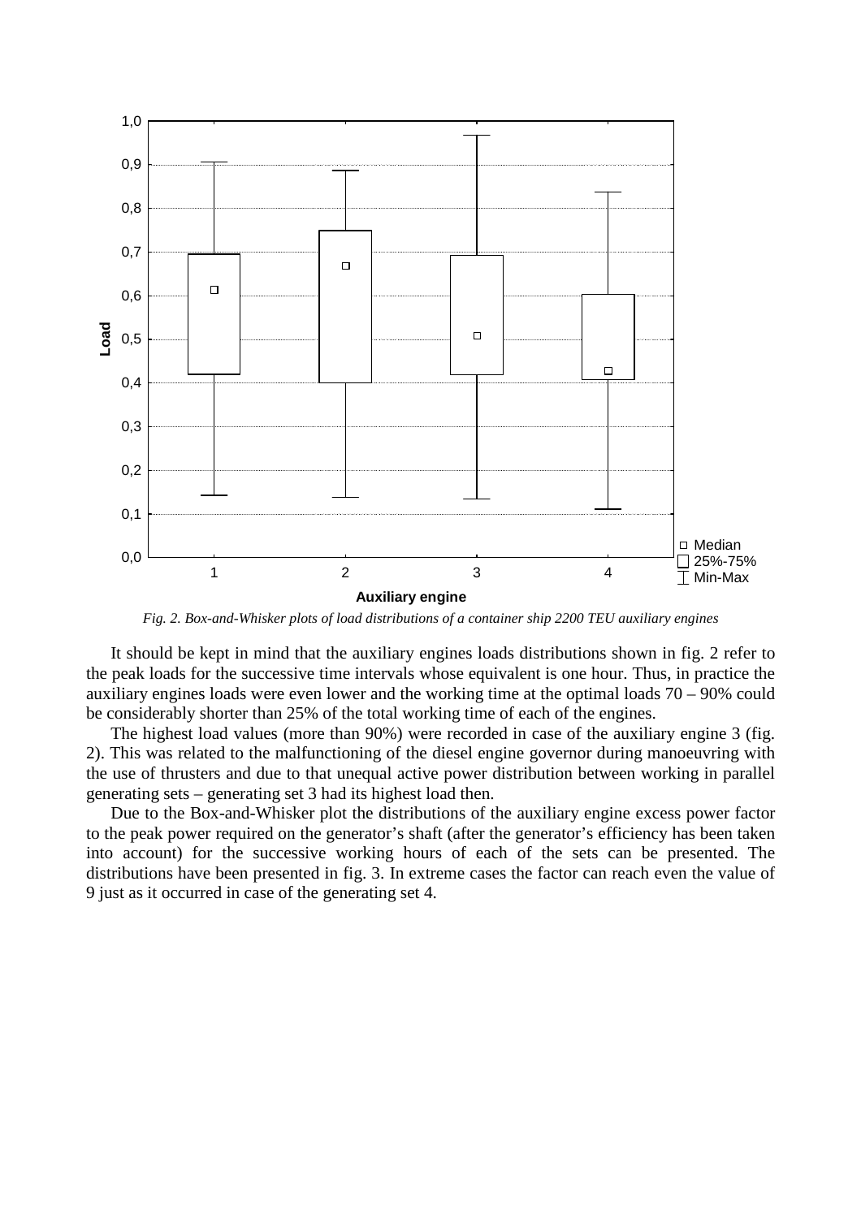*Fig. 2. Box-and-Whisker plots of load distributions of a container ship 2200 TEU auxiliary engines*

It should be kept in mind that the auxiliary engines loads distributions shown in fig. 2 refer to the peak loads for the successive time intervals whose equivalent is one hour. Thus, in practice the auxiliary engines loads were even lower and the working time at the optimal loads 70 – 90% could be considerably shorter than 25% of the total working time of each of the engines.

The highest load values (more than 90%) were recorded in case of the auxiliary engine 3 (fig. 2). This was related to the malfunctioning of the diesel engine governor during manoeuvring with the use of thrusters and due to that unequal active power distribution between working in parallel generating sets – generating set 3 had its highest load then.

Due to the Box-and-Whisker plot the distributions of the auxiliary engine excess power factor to the peak power required on the generator's shaft (after the generator's efficiency has been taken into account) for the successive working hours of each of the sets can be presented. The distributions have been presented in fig. 3. In extreme cases the factor can reach even the value of 9 just as it occurred in case of the generating set 4.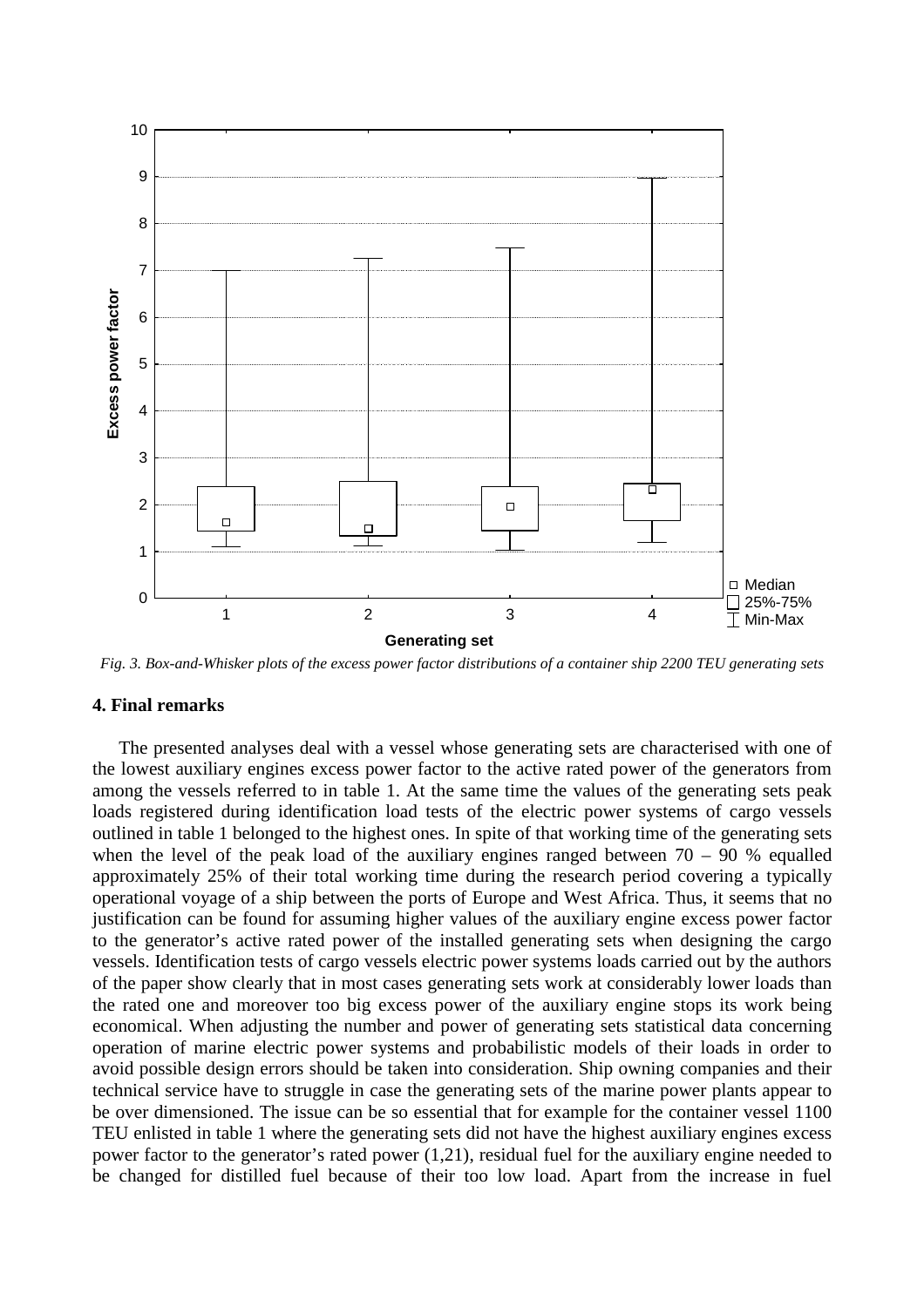*Fig. 3. Box-and-Whisker plots of the excess power factor distributions of a container ship 2200 TEU generating sets*

## 4. Final remarks

The presented analyses deal with a vessel whose generating sets are characterised with one of the lowest auxiliary engines excess power factor to the active rated power of the generators from among the vessels referred to in table 1. At the same time the values of the generating sets peak loads registered during identification load tests of the electric power systems of cargo vessels outlined in table 1 belonged to the highest ones. In spite of that working time of the generating sets when the level of the peak load of the auxiliary engines ranged between 70 – 90 % equalled approximately 25% of their total working time during the research period covering a typically operational voyage of a ship between the ports of Europe and West Africa. Thus, it seems that no justification can be found for assuming higher values of the auxiliary engine excess power factor to the generator's active rated power of the installed generating sets when designing the cargo vessels. Identification tests of cargo vessels electric power systems loads carried out by the authors of the paper show clearly that in most cases generating sets work at considerably lower loads than the rated one and moreover too big excess power of the auxiliary engine stops its work being economical. When adjusting the number and power of generating sets statistical data concerning operation of marine electric power systems and probabilistic models of their loads in order to avoid possible design errors should be taken into consideration. Ship owning companies and their technical service have to struggle in case the generating sets of the marine power plants appear to be over dimensioned. The issue can be so essential that for example for the container vessel 1100 TEU enlisted in table 1 where the generating sets did not have the highest auxiliary engines excess power factor to the generator's rated power (1,21), residual fuel for the auxiliary engine needed to be changed for distilled fuel because of their too low load. Apart from the increase in fuel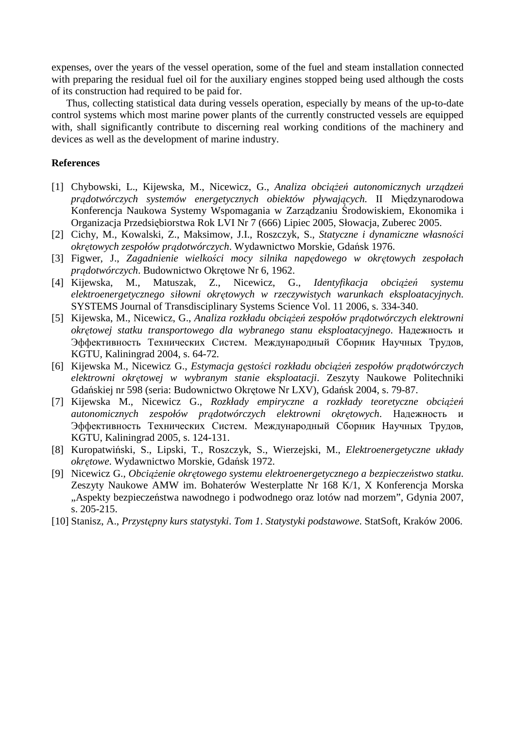expenses, over the years of the vessel operation, some of the fuel and steam installation connected with preparing the residual fuel oil for the auxiliary engines stopped being used although the costs of its construction had required to be paid for.

Thus, collecting statistical data during vessels operation, especially by means of the up-to-date control systems which most marine power plants of the currently constructed vessels are equipped with, shall significantly contribute to discerning real working conditions of the machinery and devices as well as the development of marine industry.

**References**

[1] Chybowski, L., Kijewska, M., Nicewicz, G., *Analiza obciążeń autonomicznych urządzeń prądotwórczych systemów energetycznych obiektów pływających*. II Międzynarodowa Konferencja Naukowa Systemy Wspomagania w Zarządzaniu Środowiskiem, Ekonomika i Organizacja Przedsiębiorstwa Rok LVI Nr 7 (666) Lipiec 2005, Słowacja, Zuberec 2005.

[2] Cichy, M., Kowalski, Z., Maksimow, J.I., Roszczyk, S., *Statyczne i dynamiczne własności okrętowych zespołów prądotwórczych*. Wydawnictwo Morskie, Gdańsk 1976.

[3] Figwer, J., *Zagadnienie wielkości mocy silnika napędowego w okrętowych zespołach prądotwórczych*. Budownictwo Okrętowe Nr 6, 1962.

[4] Kijewska, M., Matuszak, Z., Nicewicz, G., *Identyfikacja obciążeń systemu elektroenergetycznego siłowni okrętowych w rzeczywistych warunkach eksploatacyjnych*. SYSTEMS Journal of Transdisciplinary Systems Science Vol. 11 2006, s. 334-340.

[5] Kijewska, M., Nicewicz, G., *Analiza rozkładu obciążeń zespołów prądotwórczych elektrowni okrętowej statku transportowego dla wybranego stanu eksploatacyjnego*. Надежность и Эффективность Технических Систем. Международный Сборник Научных Трудов, KGTU, Kaliningrad 2004, s. 64-72.

[6] Kijewska M., Nicewicz G., *Estymacja gęstości rozkładu obciążeń zespołów prądotwórczych elektrowni okrętowej w wybranym stanie eksploatacji*. Zeszyty Naukowe Politechniki Gdańskiej nr 598 (seria: Budownictwo Okrętowe Nr LXV), Gdańsk 2004, s. 79-87.

[7] Kijewska M., Nicewicz G., *Rozkłady empiryczne a rozkłady teoretyczne obciążeń autonomicznych zespołów prądotwórczych elektrowni okrętowych*. Надежность и Эффективность Технических Систем. Международный Сборник Научных Трудов, KGTU, Kaliningrad 2005, s. 124-131.

[8] Kuropatwiński, S., Lipski, T., Roszczyk, S., Wierzejski, M., *Elektroenergetyczne układy okrętowe*. Wydawnictwo Morskie, Gdańsk 1972.

[9] Nicewicz G., *Obciążenie okrętowego systemu elektroenergetycznego a bezpieczeństwo statku*. Zeszyty Naukowe AMW im. Bohaterów Westerplatte Nr 168 K/1, X Konferencja Morska „Aspekty bezpieczeństwa nawodnego i podwodnego oraz lotów nad morzem”, Gdynia 2007, s. 205-215.

[10] Stanisz, A., *Przystępny kurs statystyki*. *Tom 1. Statystyki podstawowe*. StatSoft, Kraków 2006.